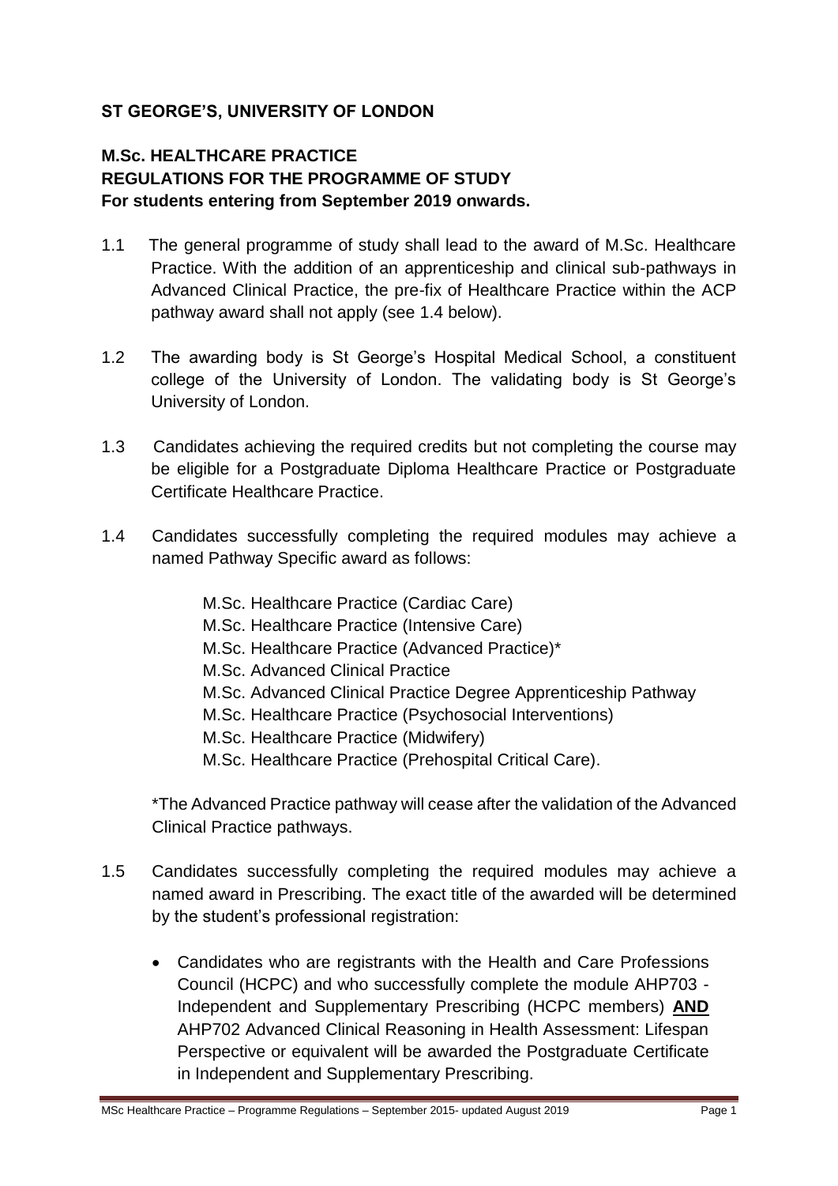**ST GEORGE'S, UNIVERSITY OF LONDON**

**M.Sc. HEALTHCARE PRACTICE**
**REGULATIONS FOR THE PROGRAMME OF STUDY**
**For students entering from September 2019 onwards.**

1.1 The general programme of study shall lead to the award of M.Sc. Healthcare Practice. With the addition of an apprenticeship and clinical sub-pathways in Advanced Clinical Practice, the pre-fix of Healthcare Practice within the ACP pathway award shall not apply (see 1.4 below).

1.2 The awarding body is St George's Hospital Medical School, a constituent college of the University of London. The validating body is St George's University of London.

1.3 Candidates achieving the required credits but not completing the course may be eligible for a Postgraduate Diploma Healthcare Practice or Postgraduate Certificate Healthcare Practice.

1.4 Candidates successfully completing the required modules may achieve a named Pathway Specific award as follows:

M.Sc. Healthcare Practice (Cardiac Care)
M.Sc. Healthcare Practice (Intensive Care)
M.Sc. Healthcare Practice (Advanced Practice)*
M.Sc. Advanced Clinical Practice
M.Sc. Advanced Clinical Practice Degree Apprenticeship Pathway
M.Sc. Healthcare Practice (Psychosocial Interventions)
M.Sc. Healthcare Practice (Midwifery)
M.Sc. Healthcare Practice (Prehospital Critical Care).

*The Advanced Practice pathway will cease after the validation of the Advanced Clinical Practice pathways.

1.5 Candidates successfully completing the required modules may achieve a named award in Prescribing. The exact title of the awarded will be determined by the student's professional registration:

- Candidates who are registrants with the Health and Care Professions Council (HCPC) and who successfully complete the module AHP703 - Independent and Supplementary Prescribing (HCPC members) **AND** AHP702 Advanced Clinical Reasoning in Health Assessment: Lifespan Perspective or equivalent will be awarded the Postgraduate Certificate in Independent and Supplementary Prescribing.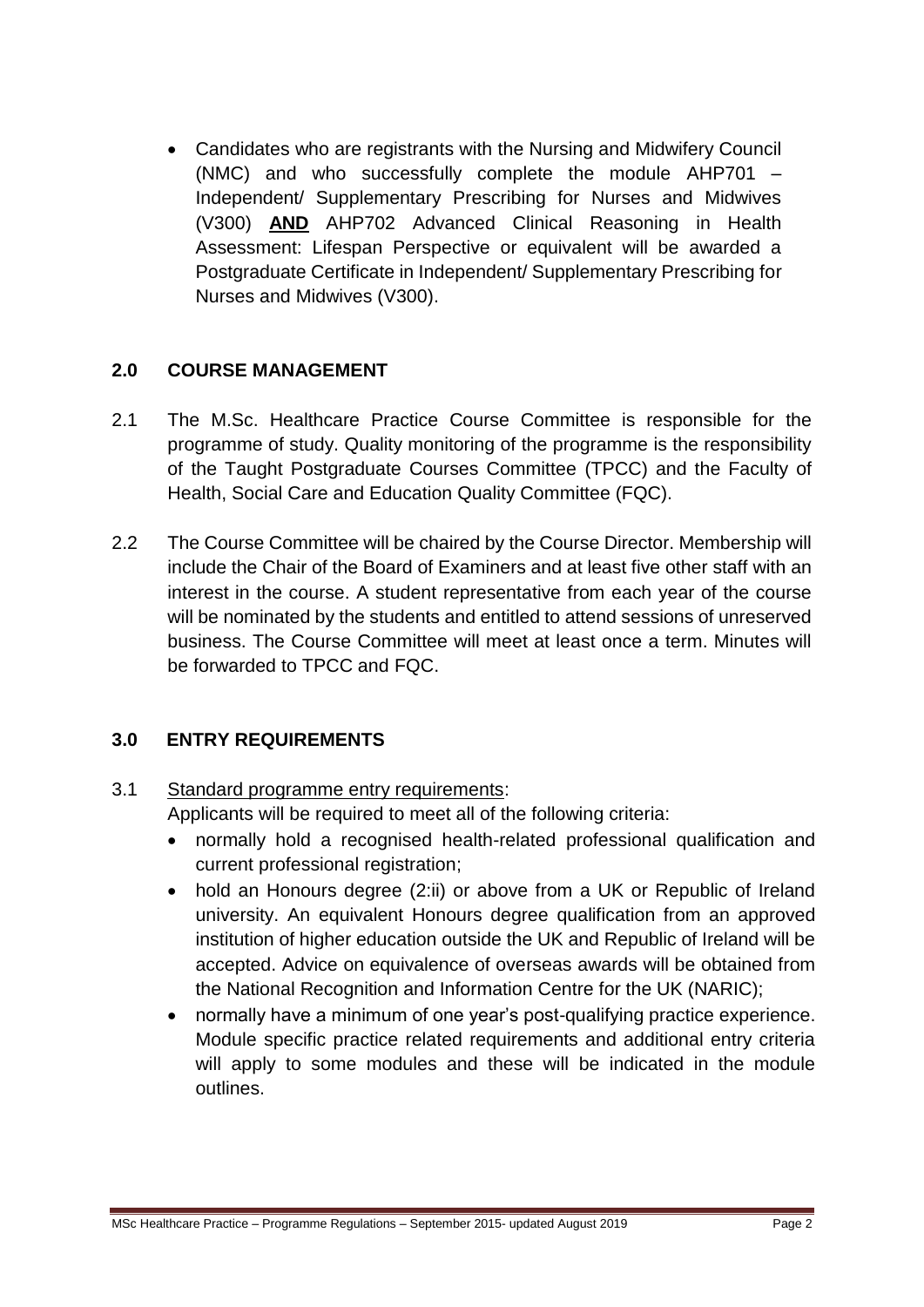- Candidates who are registrants with the Nursing and Midwifery Council (NMC) and who successfully complete the module AHP701 – Independent/ Supplementary Prescribing for Nurses and Midwives (V300) **AND** AHP702 Advanced Clinical Reasoning in Health Assessment: Lifespan Perspective or equivalent will be awarded a Postgraduate Certificate in Independent/ Supplementary Prescribing for Nurses and Midwives (V300).

## 2.0 COURSE MANAGEMENT

2.1 The M.Sc. Healthcare Practice Course Committee is responsible for the programme of study. Quality monitoring of the programme is the responsibility of the Taught Postgraduate Courses Committee (TPCC) and the Faculty of Health, Social Care and Education Quality Committee (FQC).

2.2 The Course Committee will be chaired by the Course Director. Membership will include the Chair of the Board of Examiners and at least five other staff with an interest in the course. A student representative from each year of the course will be nominated by the students and entitled to attend sessions of unreserved business. The Course Committee will meet at least once a term. Minutes will be forwarded to TPCC and FQC.

## 3.0 ENTRY REQUIREMENTS

3.1 Standard programme entry requirements:

Applicants will be required to meet all of the following criteria:

- normally hold a recognised health-related professional qualification and current professional registration;
- hold an Honours degree (2:ii) or above from a UK or Republic of Ireland university. An equivalent Honours degree qualification from an approved institution of higher education outside the UK and Republic of Ireland will be accepted. Advice on equivalence of overseas awards will be obtained from the National Recognition and Information Centre for the UK (NARIC);
- normally have a minimum of one year's post-qualifying practice experience. Module specific practice related requirements and additional entry criteria will apply to some modules and these will be indicated in the module outlines.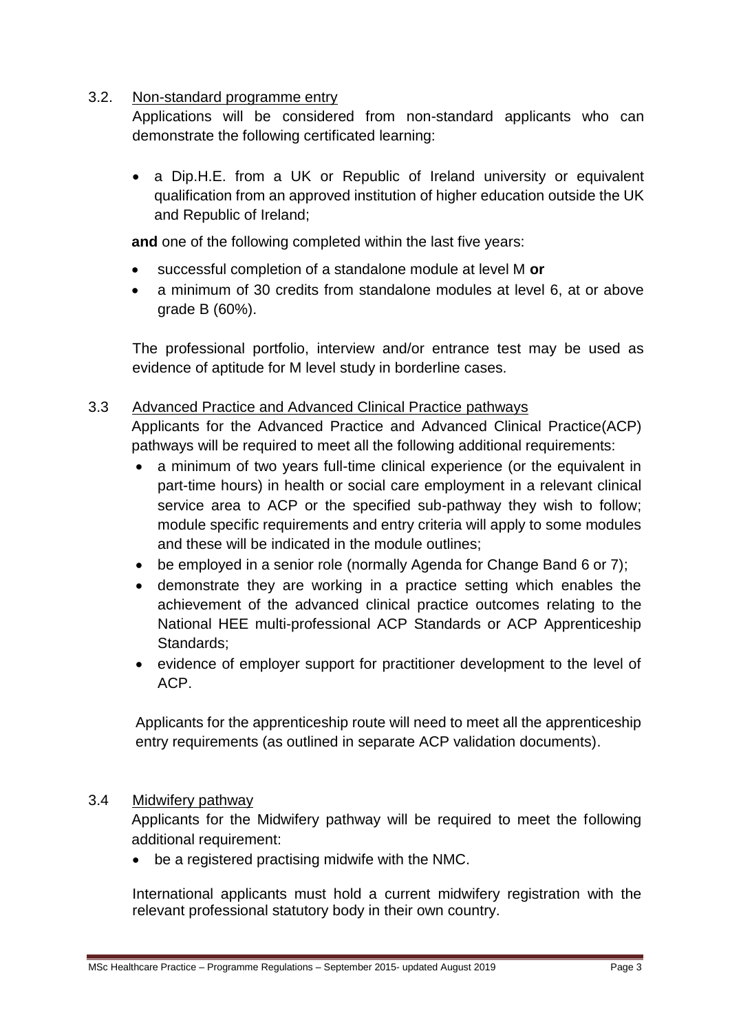### 3.2. Non-standard programme entry

Applications will be considered from non-standard applicants who can demonstrate the following certificated learning:

- a Dip.H.E. from a UK or Republic of Ireland university or equivalent qualification from an approved institution of higher education outside the UK and Republic of Ireland;

**and** one of the following completed within the last five years:

- successful completion of a standalone module at level M **or**
- a minimum of 30 credits from standalone modules at level 6, at or above grade B (60%).

The professional portfolio, interview and/or entrance test may be used as evidence of aptitude for M level study in borderline cases.

### 3.3 Advanced Practice and Advanced Clinical Practice pathways

Applicants for the Advanced Practice and Advanced Clinical Practice(ACP) pathways will be required to meet all the following additional requirements:

- a minimum of two years full-time clinical experience (or the equivalent in part-time hours) in health or social care employment in a relevant clinical service area to ACP or the specified sub-pathway they wish to follow; module specific requirements and entry criteria will apply to some modules and these will be indicated in the module outlines;
- be employed in a senior role (normally Agenda for Change Band 6 or 7);
- demonstrate they are working in a practice setting which enables the achievement of the advanced clinical practice outcomes relating to the National HEE multi-professional ACP Standards or ACP Apprenticeship Standards;
- evidence of employer support for practitioner development to the level of ACP.

Applicants for the apprenticeship route will need to meet all the apprenticeship entry requirements (as outlined in separate ACP validation documents).

### 3.4 Midwifery pathway

Applicants for the Midwifery pathway will be required to meet the following additional requirement:

- be a registered practising midwife with the NMC.

International applicants must hold a current midwifery registration with the relevant professional statutory body in their own country.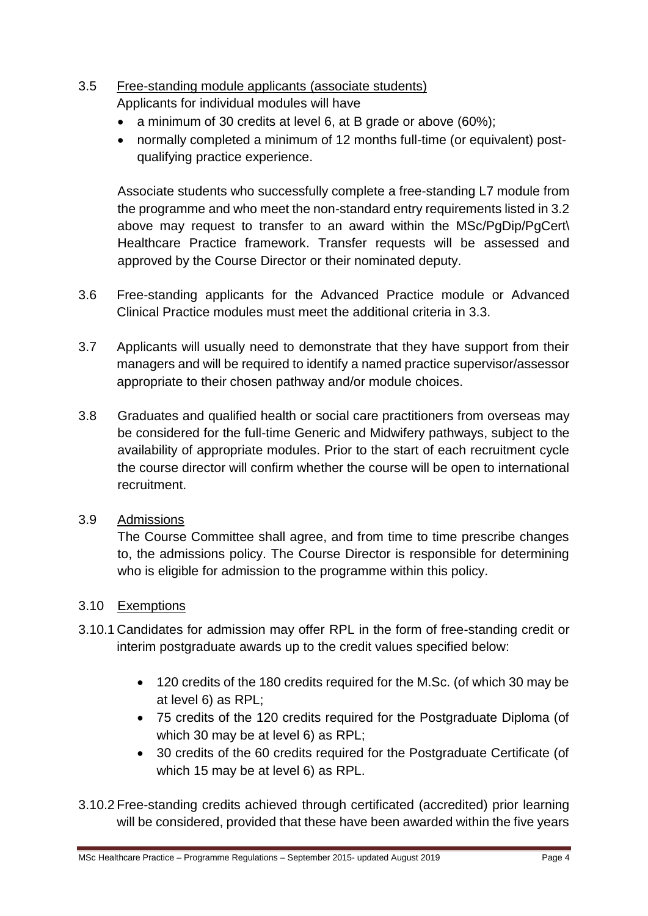3.5 Free-standing module applicants (associate students)

Applicants for individual modules will have

- a minimum of 30 credits at level 6, at B grade or above (60%);
- normally completed a minimum of 12 months full-time (or equivalent) post-qualifying practice experience.

Associate students who successfully complete a free-standing L7 module from the programme and who meet the non-standard entry requirements listed in 3.2 above may request to transfer to an award within the MSc/PgDip/PgCert\ Healthcare Practice framework. Transfer requests will be assessed and approved by the Course Director or their nominated deputy.

3.6 Free-standing applicants for the Advanced Practice module or Advanced Clinical Practice modules must meet the additional criteria in 3.3.

3.7 Applicants will usually need to demonstrate that they have support from their managers and will be required to identify a named practice supervisor/assessor appropriate to their chosen pathway and/or module choices.

3.8 Graduates and qualified health or social care practitioners from overseas may be considered for the full-time Generic and Midwifery pathways, subject to the availability of appropriate modules. Prior to the start of each recruitment cycle the course director will confirm whether the course will be open to international recruitment.

3.9 Admissions

The Course Committee shall agree, and from time to time prescribe changes to, the admissions policy. The Course Director is responsible for determining who is eligible for admission to the programme within this policy.

3.10 Exemptions

3.10.1 Candidates for admission may offer RPL in the form of free-standing credit or interim postgraduate awards up to the credit values specified below:

- 120 credits of the 180 credits required for the M.Sc. (of which 30 may be at level 6) as RPL;
- 75 credits of the 120 credits required for the Postgraduate Diploma (of which 30 may be at level 6) as RPL;
- 30 credits of the 60 credits required for the Postgraduate Certificate (of which 15 may be at level 6) as RPL.

3.10.2 Free-standing credits achieved through certificated (accredited) prior learning will be considered, provided that these have been awarded within the five years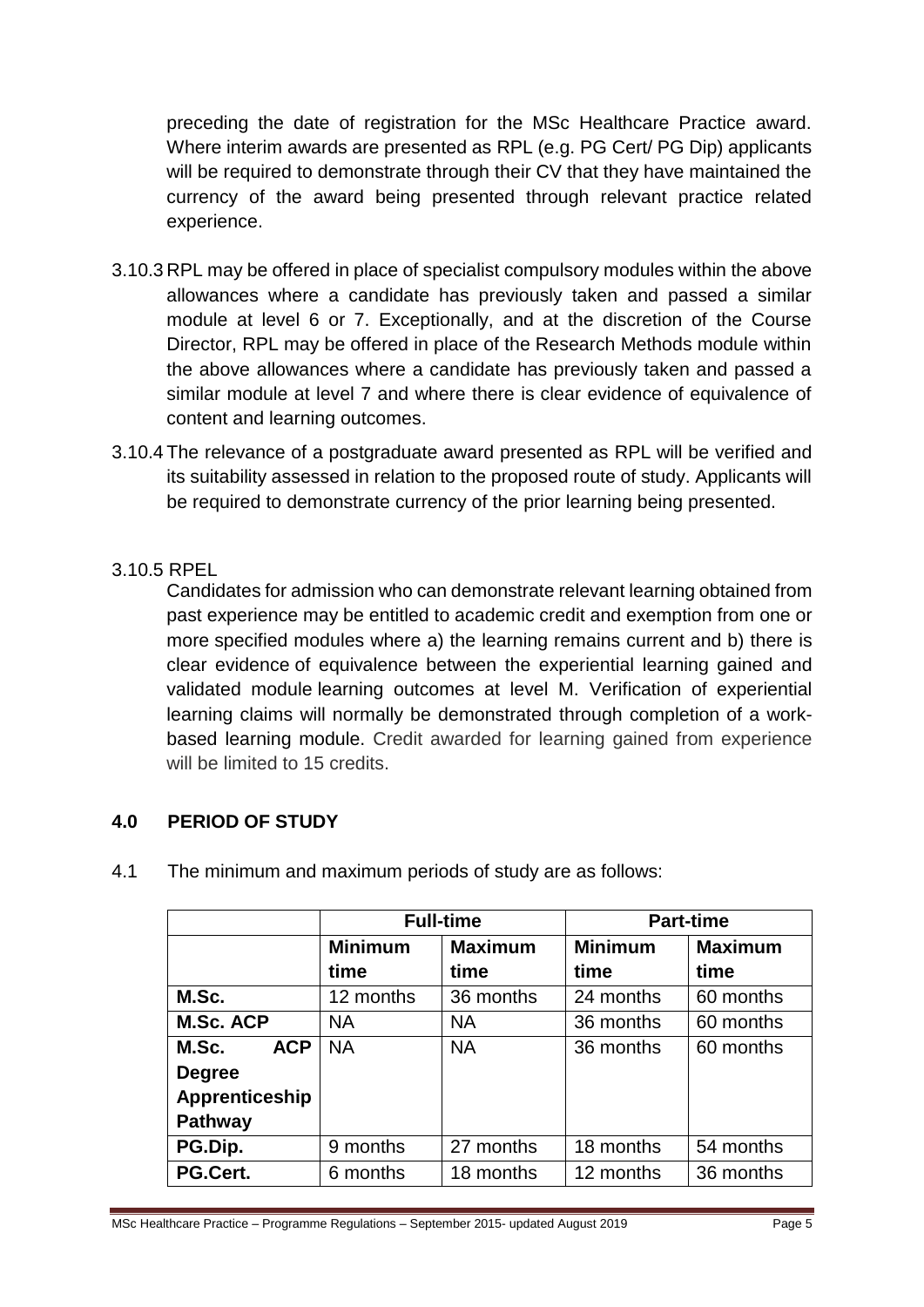preceding the date of registration for the MSc Healthcare Practice award. Where interim awards are presented as RPL (e.g. PG Cert/ PG Dip) applicants will be required to demonstrate through their CV that they have maintained the currency of the award being presented through relevant practice related experience.

3.10.3 RPL may be offered in place of specialist compulsory modules within the above allowances where a candidate has previously taken and passed a similar module at level 6 or 7. Exceptionally, and at the discretion of the Course Director, RPL may be offered in place of the Research Methods module within the above allowances where a candidate has previously taken and passed a similar module at level 7 and where there is clear evidence of equivalence of content and learning outcomes.

3.10.4 The relevance of a postgraduate award presented as RPL will be verified and its suitability assessed in relation to the proposed route of study. Applicants will be required to demonstrate currency of the prior learning being presented.

3.10.5 RPEL

Candidates for admission who can demonstrate relevant learning obtained from past experience may be entitled to academic credit and exemption from one or more specified modules where a) the learning remains current and b) there is clear evidence of equivalence between the experiential learning gained and validated module learning outcomes at level M. Verification of experiential learning claims will normally be demonstrated through completion of a work-based learning module. Credit awarded for learning gained from experience will be limited to 15 credits.

## 4.0 PERIOD OF STUDY

4.1 The minimum and maximum periods of study are as follows:

| | **Full-time** | | **Part-time** | |
|---|---|---|---|---|
| | **Minimum time** | **Maximum time** | **Minimum time** | **Maximum time** |
| **M.Sc.** | 12 months | 36 months | 24 months | 60 months |
| **M.Sc. ACP** | NA | NA | 36 months | 60 months |
| **M.Sc. ACP Degree Apprenticeship Pathway** | NA | NA | 36 months | 60 months |
| **PG.Dip.** | 9 months | 27 months | 18 months | 54 months |
| **PG.Cert.** | 6 months | 18 months | 12 months | 36 months |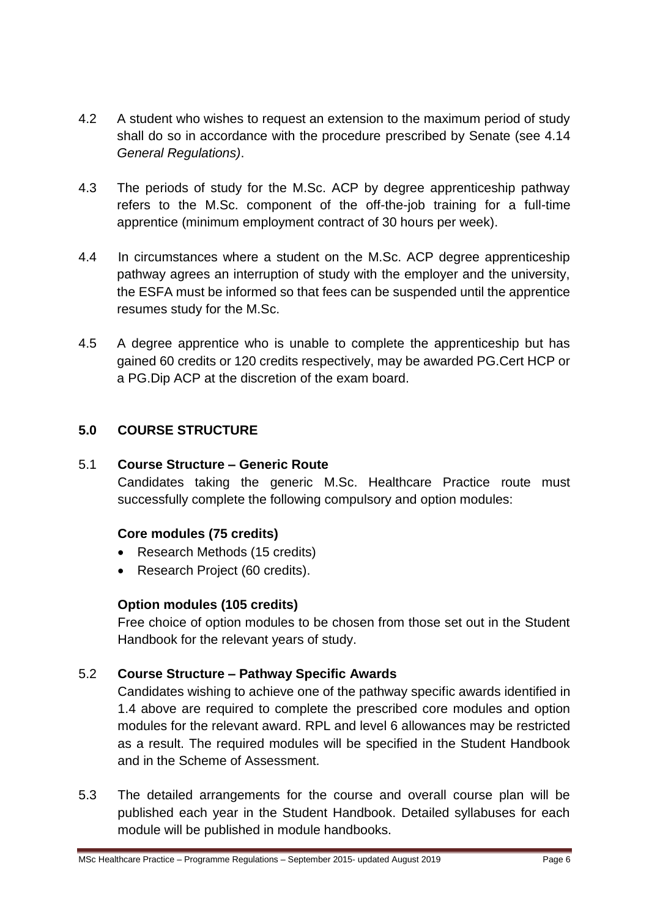4.2 A student who wishes to request an extension to the maximum period of study shall do so in accordance with the procedure prescribed by Senate (see 4.14 *General Regulations)*.

4.3 The periods of study for the M.Sc. ACP by degree apprenticeship pathway refers to the M.Sc. component of the off-the-job training for a full-time apprentice (minimum employment contract of 30 hours per week).

4.4 In circumstances where a student on the M.Sc. ACP degree apprenticeship pathway agrees an interruption of study with the employer and the university, the ESFA must be informed so that fees can be suspended until the apprentice resumes study for the M.Sc.

4.5 A degree apprentice who is unable to complete the apprenticeship but has gained 60 credits or 120 credits respectively, may be awarded PG.Cert HCP or a PG.Dip ACP at the discretion of the exam board.

## 5.0 COURSE STRUCTURE

### 5.1 Course Structure – Generic Route

Candidates taking the generic M.Sc. Healthcare Practice route must successfully complete the following compulsory and option modules:

**Core modules (75 credits)**

- Research Methods (15 credits)
- Research Project (60 credits).

**Option modules (105 credits)**

Free choice of option modules to be chosen from those set out in the Student Handbook for the relevant years of study.

### 5.2 Course Structure – Pathway Specific Awards

Candidates wishing to achieve one of the pathway specific awards identified in 1.4 above are required to complete the prescribed core modules and option modules for the relevant award. RPL and level 6 allowances may be restricted as a result. The required modules will be specified in the Student Handbook and in the Scheme of Assessment.

5.3 The detailed arrangements for the course and overall course plan will be published each year in the Student Handbook. Detailed syllabuses for each module will be published in module handbooks.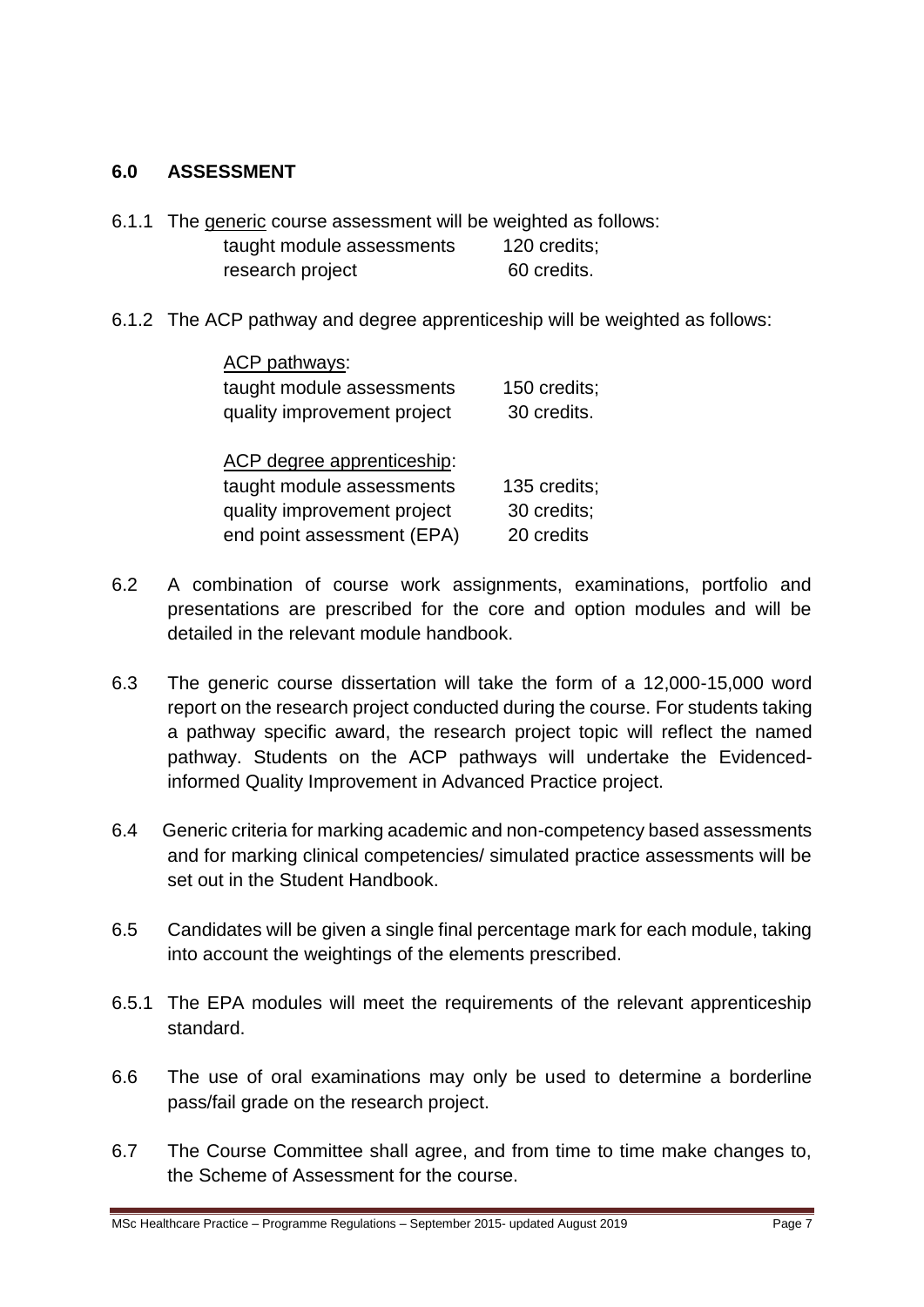## 6.0 ASSESSMENT

6.1.1 The generic course assessment will be weighted as follows:

| | |
|---|---|
| taught module assessments | 120 credits; |
| research project | 60 credits. |

6.1.2 The ACP pathway and degree apprenticeship will be weighted as follows:

ACP pathways:

| | |
|---|---|
| taught module assessments | 150 credits; |
| quality improvement project | 30 credits. |

ACP degree apprenticeship:

| | |
|---|---|
| taught module assessments | 135 credits; |
| quality improvement project | 30 credits; |
| end point assessment (EPA) | 20 credits |

6.2 A combination of course work assignments, examinations, portfolio and presentations are prescribed for the core and option modules and will be detailed in the relevant module handbook.

6.3 The generic course dissertation will take the form of a 12,000-15,000 word report on the research project conducted during the course. For students taking a pathway specific award, the research project topic will reflect the named pathway. Students on the ACP pathways will undertake the Evidenced-informed Quality Improvement in Advanced Practice project.

6.4 Generic criteria for marking academic and non-competency based assessments and for marking clinical competencies/ simulated practice assessments will be set out in the Student Handbook.

6.5 Candidates will be given a single final percentage mark for each module, taking into account the weightings of the elements prescribed.

6.5.1 The EPA modules will meet the requirements of the relevant apprenticeship standard.

6.6 The use of oral examinations may only be used to determine a borderline pass/fail grade on the research project.

6.7 The Course Committee shall agree, and from time to time make changes to, the Scheme of Assessment for the course.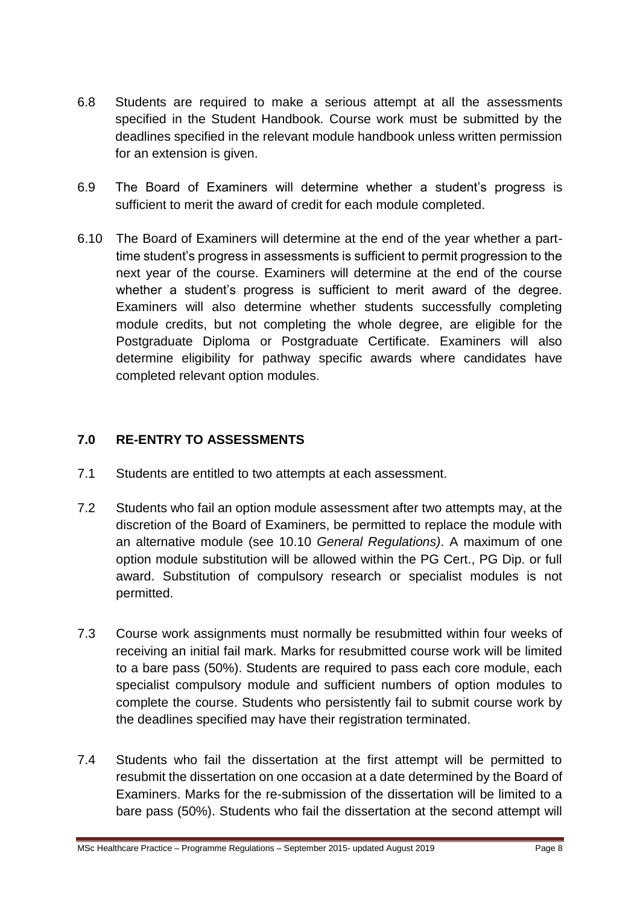6.8 Students are required to make a serious attempt at all the assessments specified in the Student Handbook. Course work must be submitted by the deadlines specified in the relevant module handbook unless written permission for an extension is given.

6.9 The Board of Examiners will determine whether a student's progress is sufficient to merit the award of credit for each module completed.

6.10 The Board of Examiners will determine at the end of the year whether a part-time student's progress in assessments is sufficient to permit progression to the next year of the course. Examiners will determine at the end of the course whether a student's progress is sufficient to merit award of the degree. Examiners will also determine whether students successfully completing module credits, but not completing the whole degree, are eligible for the Postgraduate Diploma or Postgraduate Certificate. Examiners will also determine eligibility for pathway specific awards where candidates have completed relevant option modules.

## 7.0 RE-ENTRY TO ASSESSMENTS

7.1 Students are entitled to two attempts at each assessment.

7.2 Students who fail an option module assessment after two attempts may, at the discretion of the Board of Examiners, be permitted to replace the module with an alternative module (see 10.10 *General Regulations)*. A maximum of one option module substitution will be allowed within the PG Cert., PG Dip. or full award. Substitution of compulsory research or specialist modules is not permitted.

7.3 Course work assignments must normally be resubmitted within four weeks of receiving an initial fail mark. Marks for resubmitted course work will be limited to a bare pass (50%). Students are required to pass each core module, each specialist compulsory module and sufficient numbers of option modules to complete the course. Students who persistently fail to submit course work by the deadlines specified may have their registration terminated.

7.4 Students who fail the dissertation at the first attempt will be permitted to resubmit the dissertation on one occasion at a date determined by the Board of Examiners. Marks for the re-submission of the dissertation will be limited to a bare pass (50%). Students who fail the dissertation at the second attempt will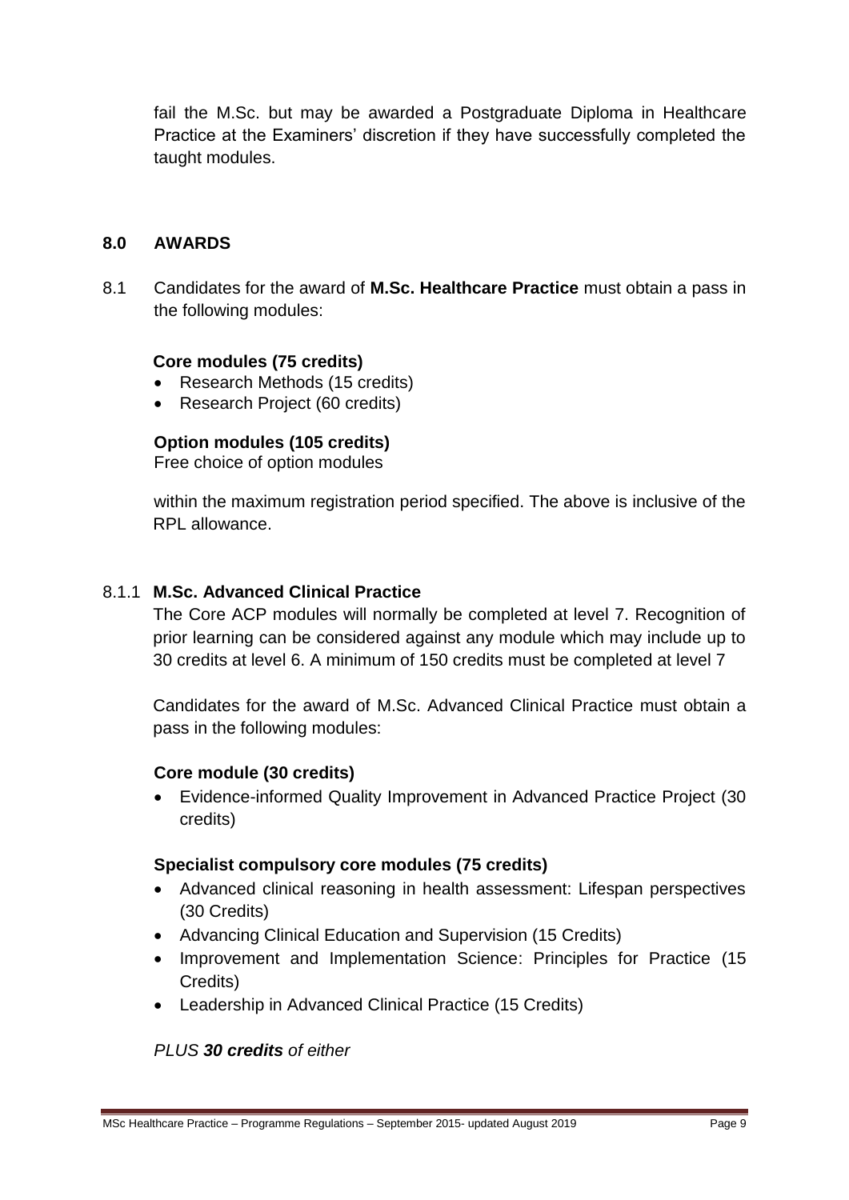fail the M.Sc. but may be awarded a Postgraduate Diploma in Healthcare Practice at the Examiners' discretion if they have successfully completed the taught modules.

## 8.0 AWARDS

8.1 Candidates for the award of **M.Sc. Healthcare Practice** must obtain a pass in the following modules:

**Core modules (75 credits)**

- Research Methods (15 credits)
- Research Project (60 credits)

**Option modules (105 credits)**

Free choice of option modules

within the maximum registration period specified. The above is inclusive of the RPL allowance.

### 8.1.1 M.Sc. Advanced Clinical Practice

The Core ACP modules will normally be completed at level 7. Recognition of prior learning can be considered against any module which may include up to 30 credits at level 6. A minimum of 150 credits must be completed at level 7

Candidates for the award of M.Sc. Advanced Clinical Practice must obtain a pass in the following modules:

**Core module (30 credits)**

- Evidence-informed Quality Improvement in Advanced Practice Project (30 credits)

**Specialist compulsory core modules (75 credits)**

- Advanced clinical reasoning in health assessment: Lifespan perspectives (30 Credits)
- Advancing Clinical Education and Supervision (15 Credits)
- Improvement and Implementation Science: Principles for Practice (15 Credits)
- Leadership in Advanced Clinical Practice (15 Credits)

*PLUS **30 credits** of either*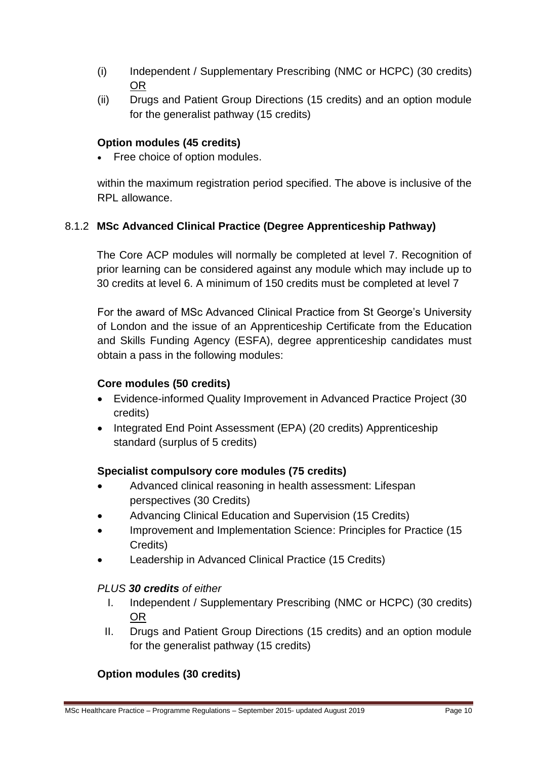(i) Independent / Supplementary Prescribing (NMC or HCPC) (30 credits) <u>OR</u>

(ii) Drugs and Patient Group Directions (15 credits) and an option module for the generalist pathway (15 credits)

**Option modules (45 credits)**

- Free choice of option modules.

within the maximum registration period specified. The above is inclusive of the RPL allowance.

### 8.1.2 **MSc Advanced Clinical Practice (Degree Apprenticeship Pathway)**

The Core ACP modules will normally be completed at level 7. Recognition of prior learning can be considered against any module which may include up to 30 credits at level 6. A minimum of 150 credits must be completed at level 7

For the award of MSc Advanced Clinical Practice from St George's University of London and the issue of an Apprenticeship Certificate from the Education and Skills Funding Agency (ESFA), degree apprenticeship candidates must obtain a pass in the following modules:

**Core modules (50 credits)**

- Evidence-informed Quality Improvement in Advanced Practice Project (30 credits)
- Integrated End Point Assessment (EPA) (20 credits) Apprenticeship standard (surplus of 5 credits)

**Specialist compulsory core modules (75 credits)**

- Advanced clinical reasoning in health assessment: Lifespan perspectives (30 Credits)
- Advancing Clinical Education and Supervision (15 Credits)
- Improvement and Implementation Science: Principles for Practice (15 Credits)
- Leadership in Advanced Clinical Practice (15 Credits)

*PLUS **30 credits** of either*

I. Independent / Supplementary Prescribing (NMC or HCPC) (30 credits) <u>OR</u>

II. Drugs and Patient Group Directions (15 credits) and an option module for the generalist pathway (15 credits)

**Option modules (30 credits)**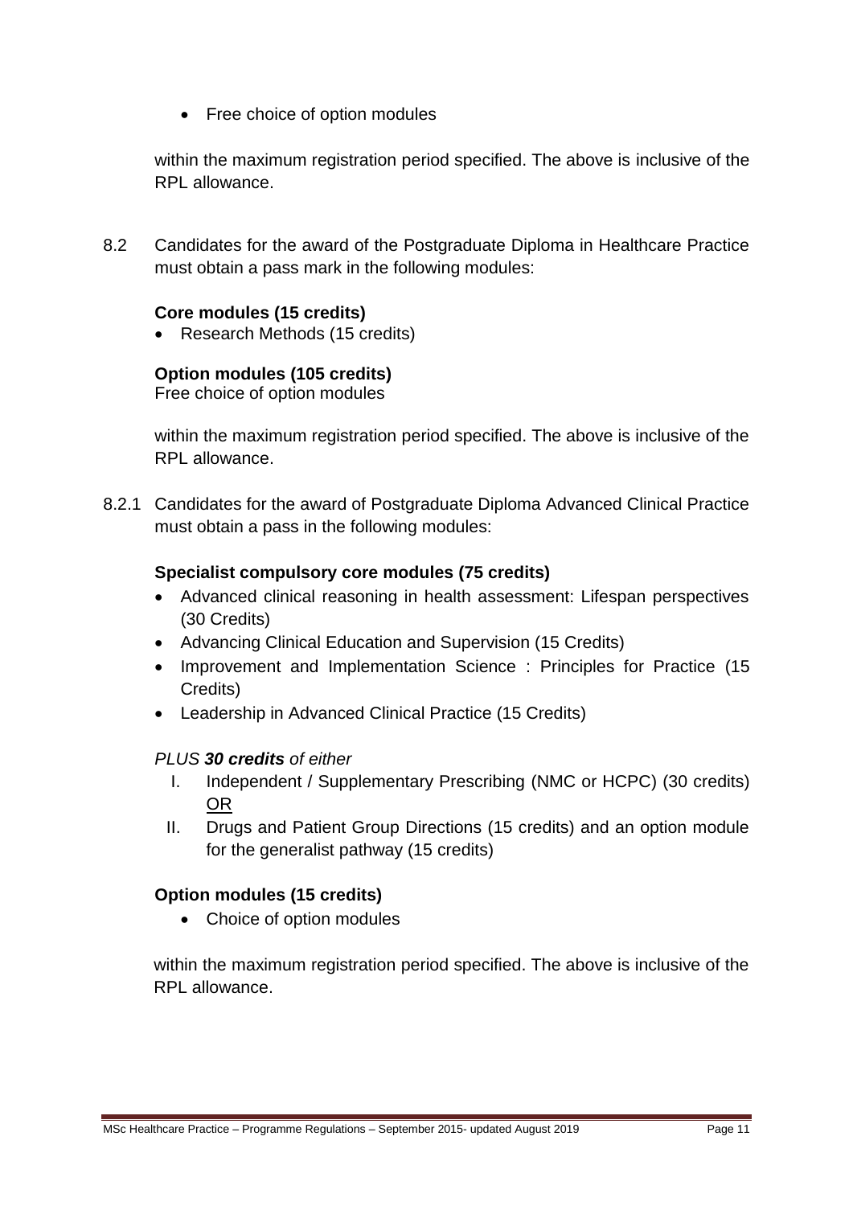- Free choice of option modules

within the maximum registration period specified. The above is inclusive of the RPL allowance.

8.2 Candidates for the award of the Postgraduate Diploma in Healthcare Practice must obtain a pass mark in the following modules:

**Core modules (15 credits)**

- Research Methods (15 credits)

**Option modules (105 credits)**

Free choice of option modules

within the maximum registration period specified. The above is inclusive of the RPL allowance.

8.2.1 Candidates for the award of Postgraduate Diploma Advanced Clinical Practice must obtain a pass in the following modules:

**Specialist compulsory core modules (75 credits)**

- Advanced clinical reasoning in health assessment: Lifespan perspectives (30 Credits)
- Advancing Clinical Education and Supervision (15 Credits)
- Improvement and Implementation Science : Principles for Practice (15 Credits)
- Leadership in Advanced Clinical Practice (15 Credits)

*PLUS **30 credits** of either*

I. Independent / Supplementary Prescribing (NMC or HCPC) (30 credits) <u>OR</u>
II. Drugs and Patient Group Directions (15 credits) and an option module for the generalist pathway (15 credits)

**Option modules (15 credits)**

- Choice of option modules

within the maximum registration period specified. The above is inclusive of the RPL allowance.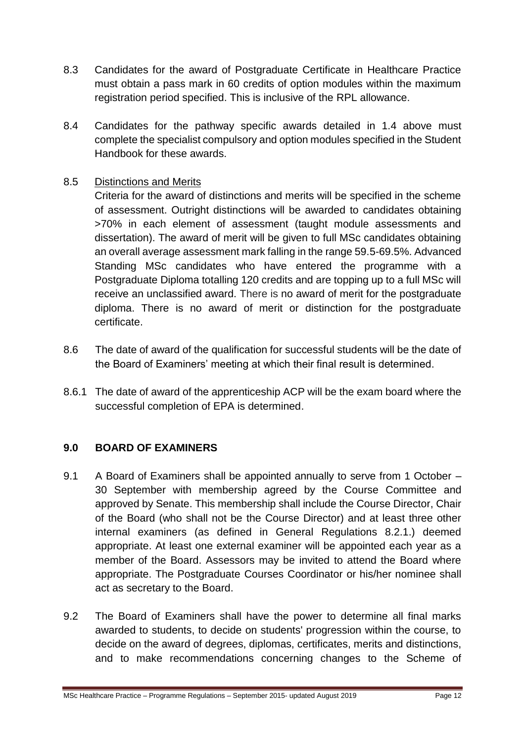8.3 Candidates for the award of Postgraduate Certificate in Healthcare Practice must obtain a pass mark in 60 credits of option modules within the maximum registration period specified. This is inclusive of the RPL allowance.

8.4 Candidates for the pathway specific awards detailed in 1.4 above must complete the specialist compulsory and option modules specified in the Student Handbook for these awards.

8.5 Distinctions and Merits

Criteria for the award of distinctions and merits will be specified in the scheme of assessment. Outright distinctions will be awarded to candidates obtaining >70% in each element of assessment (taught module assessments and dissertation). The award of merit will be given to full MSc candidates obtaining an overall average assessment mark falling in the range 59.5-69.5%. Advanced Standing MSc candidates who have entered the programme with a Postgraduate Diploma totalling 120 credits and are topping up to a full MSc will receive an unclassified award. There is no award of merit for the postgraduate diploma. There is no award of merit or distinction for the postgraduate certificate.

8.6 The date of award of the qualification for successful students will be the date of the Board of Examiners' meeting at which their final result is determined.

8.6.1 The date of award of the apprenticeship ACP will be the exam board where the successful completion of EPA is determined.

## 9.0 BOARD OF EXAMINERS

9.1 A Board of Examiners shall be appointed annually to serve from 1 October – 30 September with membership agreed by the Course Committee and approved by Senate. This membership shall include the Course Director, Chair of the Board (who shall not be the Course Director) and at least three other internal examiners (as defined in General Regulations 8.2.1.) deemed appropriate. At least one external examiner will be appointed each year as a member of the Board. Assessors may be invited to attend the Board where appropriate. The Postgraduate Courses Coordinator or his/her nominee shall act as secretary to the Board.

9.2 The Board of Examiners shall have the power to determine all final marks awarded to students, to decide on students' progression within the course, to decide on the award of degrees, diplomas, certificates, merits and distinctions, and to make recommendations concerning changes to the Scheme of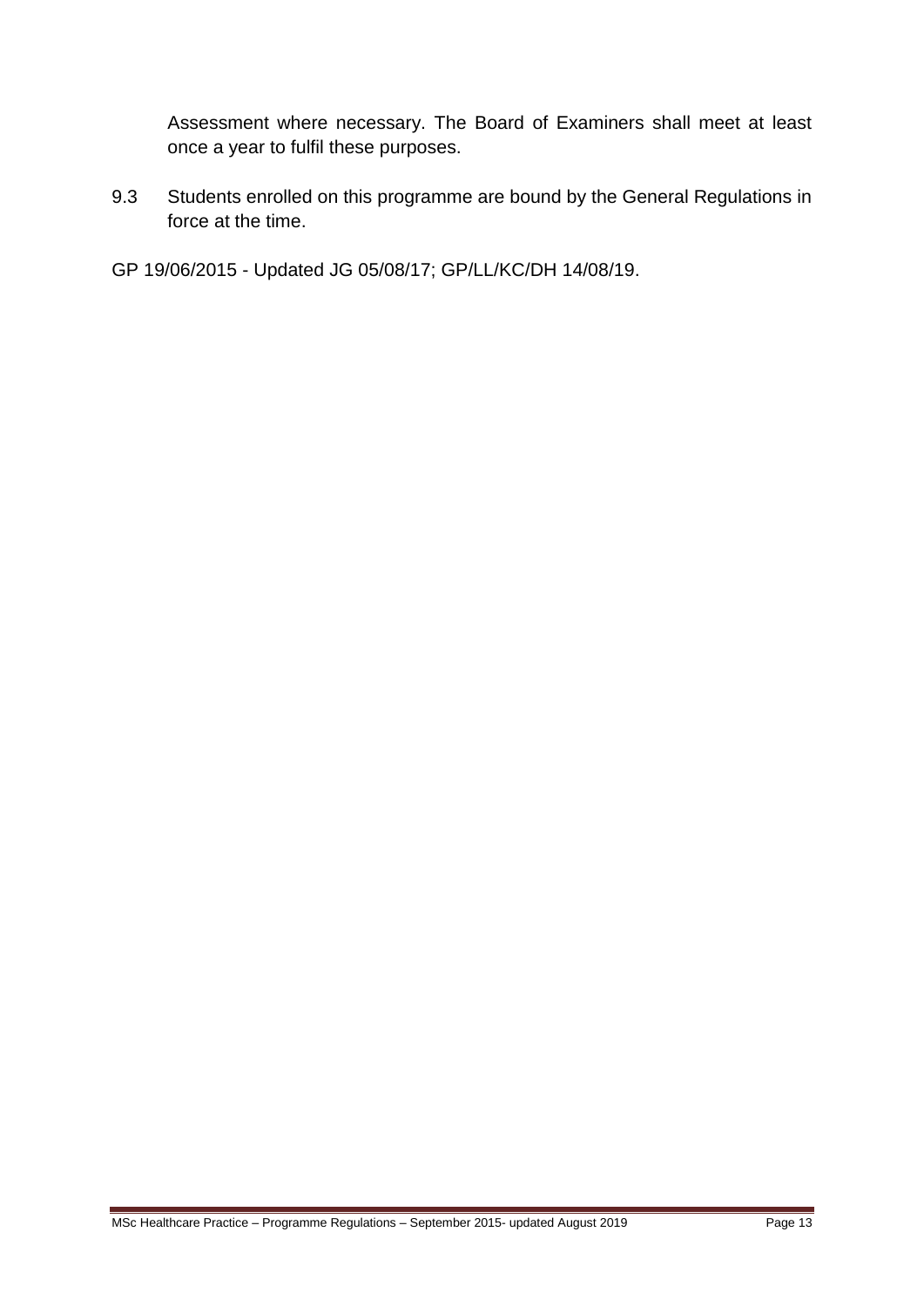Assessment where necessary. The Board of Examiners shall meet at least once a year to fulfil these purposes.

9.3 Students enrolled on this programme are bound by the General Regulations in force at the time.

GP 19/06/2015 - Updated JG 05/08/17; GP/LL/KC/DH 14/08/19.